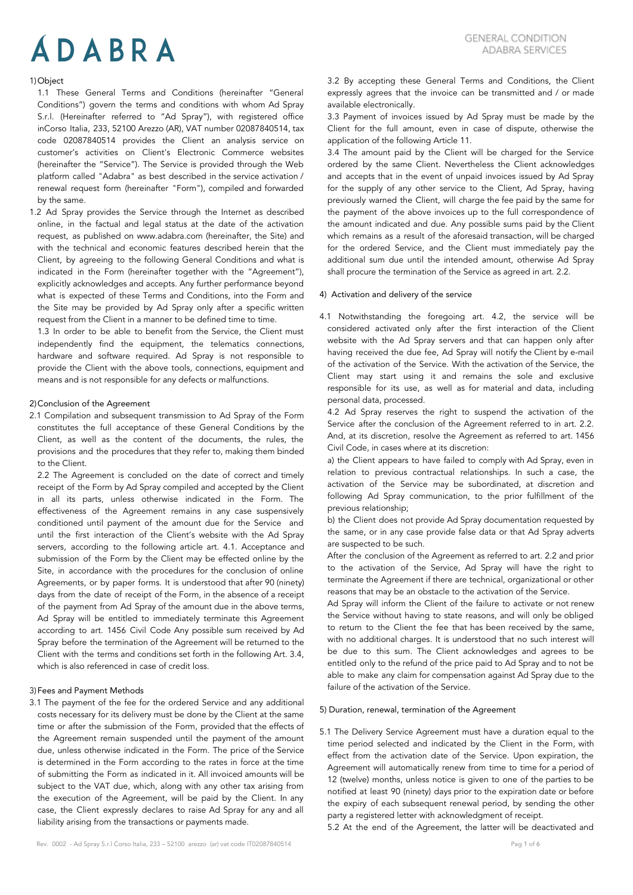# ADABRA

## GENERAL CONDITION ADABRA SERVICES

### 1) Object

1.1 These General Terms and Conditions (hereinafter "General Conditions") govern the terms and conditions with whom Ad Spray S.r.l. (Hereinafter referred to "Ad Spray"), with registered office inCorso Italia, 233, 52100 Arezzo (AR), VAT number 02087840514, tax code 02087840514 provides the Client an analysis service on customer's activities on Client's Electronic Commerce websites (hereinafter the "Service"). The Service is provided through the Web platform called "Adabra" as best described in the service activation / renewal request form (hereinafter "Form"), compiled and forwarded by the same.

1.2 Ad Spray provides the Service through the Internet as described online, in the factual and legal status at the date of the activation request, as published on www.adabra.com (hereinafter, the Site) and with the technical and economic features described herein that the Client, by agreeing to the following General Conditions and what is indicated in the Form (hereinafter together with the "Agreement"), explicitly acknowledges and accepts. Any further performance beyond what is expected of these Terms and Conditions, into the Form and the Site may be provided by Ad Spray only after a specific written request from the Client in a manner to be defined time to time.

1.3 In order to be able to benefit from the Service, the Client must independently find the equipment, the telematics connections, hardware and software required. Ad Spray is not responsible to provide the Client with the above tools, connections, equipment and means and is not responsible for any defects or malfunctions.

### 2) Conclusion of the Agreement

2.1 Compilation and subsequent transmission to Ad Spray of the Form constitutes the full acceptance of these General Conditions by the Client, as well as the content of the documents, the rules, the provisions and the procedures that they refer to, making them binded to the Client.

2.2 The Agreement is concluded on the date of correct and timely receipt of the Form by Ad Spray compiled and accepted by the Client in all its parts, unless otherwise indicated in the Form. The effectiveness of the Agreement remains in any case suspensively conditioned until payment of the amount due for the Service and until the first interaction of the Client's website with the Ad Spray servers, according to the following article art. 4.1. Acceptance and submission of the Form by the Client may be effected online by the Site, in accordance with the procedures for the conclusion of online Agreements, or by paper forms. It is understood that after 90 (ninety) days from the date of receipt of the Form, in the absence of a receipt of the payment from Ad Spray of the amount due in the above terms, Ad Spray will be entitled to immediately terminate this Agreement according to art. 1456 Civil Code Any possible sum received by Ad Spray before the termination of the Agreement will be returned to the Client with the terms and conditions set forth in the following Art. 3.4, which is also referenced in case of credit loss.

### 3) Fees and Payment Methods

3.1 The payment of the fee for the ordered Service and any additional costs necessary for its delivery must be done by the Client at the same time or after the submission of the Form, provided that the effects of the Agreement remain suspended until the payment of the amount due, unless otherwise indicated in the Form. The price of the Service is determined in the Form according to the rates in force at the time of submitting the Form as indicated in it. All invoiced amounts will be subject to the VAT due, which, along with any other tax arising from the execution of the Agreement, will be paid by the Client. In any case, the Client expressly declares to raise Ad Spray for any and all liability arising from the transactions or payments made.

3.2 By accepting these General Terms and Conditions, the Client expressly agrees that the invoice can be transmitted and / or made available electronically.

3.3 Payment of invoices issued by Ad Spray must be made by the Client for the full amount, even in case of dispute, otherwise the application of the following Article 11.

3.4 The amount paid by the Client will be charged for the Service ordered by the same Client. Nevertheless the Client acknowledges and accepts that in the event of unpaid invoices issued by Ad Spray for the supply of any other service to the Client, Ad Spray, having previously warned the Client, will charge the fee paid by the same for the payment of the above invoices up to the full correspondence of the amount indicated and due. Any possible sums paid by the Client which remains as a result of the aforesaid transaction, will be charged for the ordered Service, and the Client must immediately pay the additional sum due until the intended amount, otherwise Ad Spray shall procure the termination of the Service as agreed in art. 2.2.

### 4) Activation and delivery of the service

4.1 Notwithstanding the foregoing art. 4.2, the service will be considered activated only after the first interaction of the Client website with the Ad Spray servers and that can happen only after having received the due fee, Ad Spray will notify the Client by e-mail of the activation of the Service. With the activation of the Service, the Client may start using it and remains the sole and exclusive responsible for its use, as well as for material and data, including personal data, processed.

4.2 Ad Spray reserves the right to suspend the activation of the Service after the conclusion of the Agreement referred to in art. 2.2. And, at its discretion, resolve the Agreement as referred to art. 1456 Civil Code, in cases where at its discretion:

a) the Client appears to have failed to comply with Ad Spray, even in relation to previous contractual relationships. In such a case, the activation of the Service may be subordinated, at discretion and following Ad Spray communication, to the prior fulfillment of the previous relationship;

b) the Client does not provide Ad Spray documentation requested by the same, or in any case provide false data or that Ad Spray adverts are suspected to be such.

After the conclusion of the Agreement as referred to art. 2.2 and prior to the activation of the Service, Ad Spray will have the right to terminate the Agreement if there are technical, organizational or other reasons that may be an obstacle to the activation of the Service.

Ad Spray will inform the Client of the failure to activate or not renew the Service without having to state reasons, and will only be obliged to return to the Client the fee that has been received by the same, with no additional charges. It is understood that no such interest will be due to this sum. The Client acknowledges and agrees to be entitled only to the refund of the price paid to Ad Spray and to not be able to make any claim for compensation against Ad Spray due to the failure of the activation of the Service.

### 5) Duration, renewal, termination of the Agreement

5.1 The Delivery Service Agreement must have a duration equal to the time period selected and indicated by the Client in the Form, with effect from the activation date of the Service. Upon expiration, the Agreement will automatically renew from time to time for a period of 12 (twelve) months, unless notice is given to one of the parties to be notified at least 90 (ninety) days prior to the expiration date or before the expiry of each subsequent renewal period, by sending the other party a registered letter with acknowledgment of receipt.

5.2 At the end of the Agreement, the latter will be deactivated and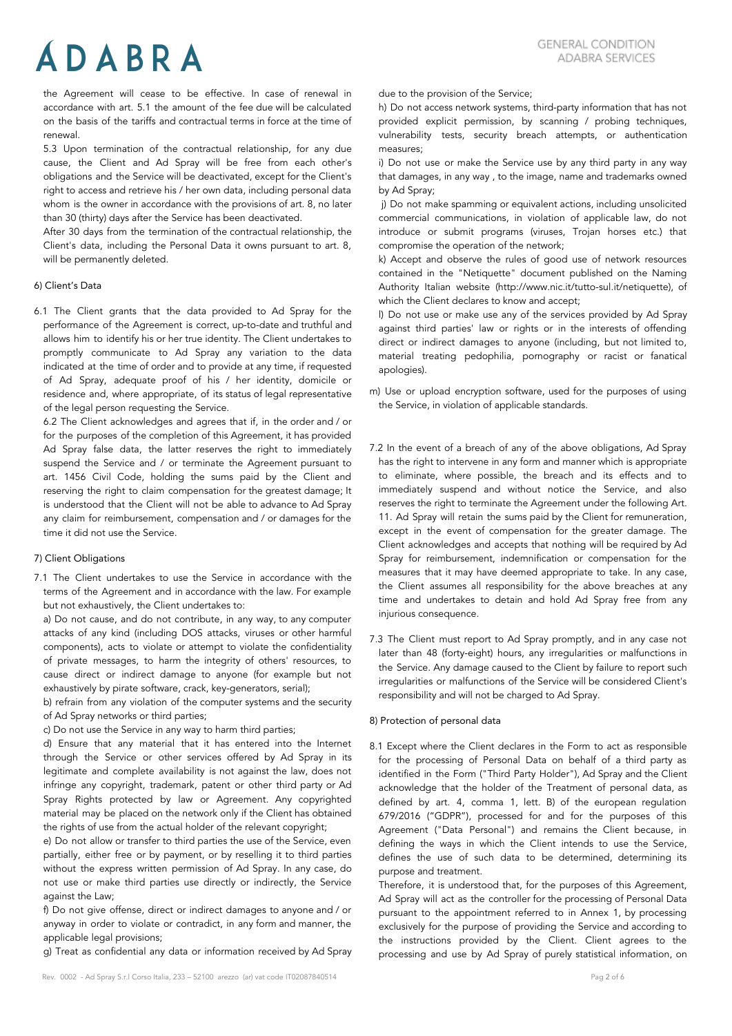the Agreement will cease to be effective. In case of renewal in accordance with art. 5.1 the amount of the fee due will be calculated on the basis of the tariffs and contractual terms in force at the time of renewal.

5.3 Upon termination of the contractual relationship, for any due cause, the Client and Ad Spray will be free from each other's obligations and the Service will be deactivated, except for the Client's right to access and retrieve his / her own data, including personal data whom is the owner in accordance with the provisions of art. 8, no later than 30 (thirty) days after the Service has been deactivated.

After 30 days from the termination of the contractual relationship, the Client's data, including the Personal Data it owns pursuant to art. 8, will be permanently deleted.

6) Client's Data

6.1 The Client grants that the data provided to Ad Spray for the performance of the Agreement is correct, up-to-date and truthful and allows him to identify his or her true identity. The Client undertakes to promptly communicate to Ad Spray any variation to the data indicated at the time of order and to provide at any time, if requested of Ad Spray, adequate proof of his / her identity, domicile or residence and, where appropriate, of its status of legal representative of the legal person requesting the Service.

6.2 The Client acknowledges and agrees that if, in the order and / or for the purposes of the completion of this Agreement, it has provided Ad Spray false data, the latter reserves the right to immediately suspend the Service and / or terminate the Agreement pursuant to art. 1456 Civil Code, holding the sums paid by the Client and reserving the right to claim compensation for the greatest damage; It is understood that the Client will not be able to advance to Ad Spray any claim for reimbursement, compensation and / or damages for the time it did not use the Service.

7) Client Obligations

7.1 The Client undertakes to use the Service in accordance with the terms of the Agreement and in accordance with the law. For example but not exhaustively, the Client undertakes to:

a) Do not cause, and do not contribute, in any way, to any computer attacks of any kind (including DOS attacks, viruses or other harmful components), acts to violate or attempt to violate the confidentiality of private messages, to harm the integrity of others' resources, to cause direct or indirect damage to anyone (for example but not exhaustively by pirate software, crack, key-generators, serial);

b) refrain from any violation of the computer systems and the security of Ad Spray networks or third parties;

c) Do not use the Service in any way to harm third parties;

d) Ensure that any material that it has entered into the Internet through the Service or other services offered by Ad Spray in its legitimate and complete availability is not against the law, does not infringe any copyright, trademark, patent or other third party or Ad Spray Rights protected by law or Agreement. Any copyrighted material may be placed on the network only if the Client has obtained the rights of use from the actual holder of the relevant copyright;

e) Do not allow or transfer to third parties the use of the Service, even partially, either free or by payment, or by reselling it to third parties without the express written permission of Ad Spray. In any case, do not use or make third parties use directly or indirectly, the Service against the Law;

f) Do not give offense, direct or indirect damages to anyone and / or anyway in order to violate or contradict, in any form and manner, the applicable legal provisions;

g) Treat as confidential any data or information received by Ad Spray due to the provision of the Service;

h) Do not access network systems, third-party information that has not provided explicit permission, by scanning / probing techniques, vulnerability tests, security breach attempts, or authentication measures;

i) Do not use or make the Service use by any third party in any way that damages, in any way , to the image, name and trademarks owned by Ad Spray;

j) Do not make spamming or equivalent actions, including unsolicited commercial communications, in violation of applicable law, do not introduce or submit programs (viruses, Trojan horses etc.) that compromise the operation of the network;

k) Accept and observe the rules of good use of network resources contained in the "Netiquette" document published on the Naming Authority Italian website (http://www.nic.it/tutto-sul.it/netiquette), of which the Client declares to know and accept;

l) Do not use or make use any of the services provided by Ad Spray against third parties' law or rights or in the interests of offending direct or indirect damages to anyone (including, but not limited to, material treating pedophilia, pornography or racist or fanatical apologies).

m) Use or upload encryption software, used for the purposes of using the Service, in violation of applicable standards.

7.2 In the event of a breach of any of the above obligations, Ad Spray has the right to intervene in any form and manner which is appropriate to eliminate, where possible, the breach and its effects and to immediately suspend and without notice the Service, and also reserves the right to terminate the Agreement under the following Art. 11. Ad Spray will retain the sums paid by the Client for remuneration, except in the event of compensation for the greater damage. The Client acknowledges and accepts that nothing will be required by Ad Spray for reimbursement, indemnification or compensation for the measures that it may have deemed appropriate to take. In any case, the Client assumes all responsibility for the above breaches at any time and undertakes to detain and hold Ad Spray free from any injurious consequence.

7.3 The Client must report to Ad Spray promptly, and in any case not later than 48 (forty-eight) hours, any irregularities or malfunctions in the Service. Any damage caused to the Client by failure to report such irregularities or malfunctions of the Service will be considered Client's responsibility and will not be charged to Ad Spray.

8) Protection of personal data

8.1 Except where the Client declares in the Form to act as responsible for the processing of Personal Data on behalf of a third party as identified in the Form ("Third Party Holder"), Ad Spray and the Client acknowledge that the holder of the Treatment of personal data, as defined by art. 4, comma 1, lett. B) of the european regulation 679/2016 ("GDPR"), processed for and for the purposes of this Agreement ("Data Personal") and remains the Client because, in defining the ways in which the Client intends to use the Service, defines the use of such data to be determined, determining its purpose and treatment.

Therefore, it is understood that, for the purposes of this Agreement, Ad Spray will act as the controller for the processing of Personal Data pursuant to the appointment referred to in Annex 1, by processing exclusively for the purpose of providing the Service and according to the instructions provided by the Client. Client agrees to the processing and use by Ad Spray of purely statistical information, on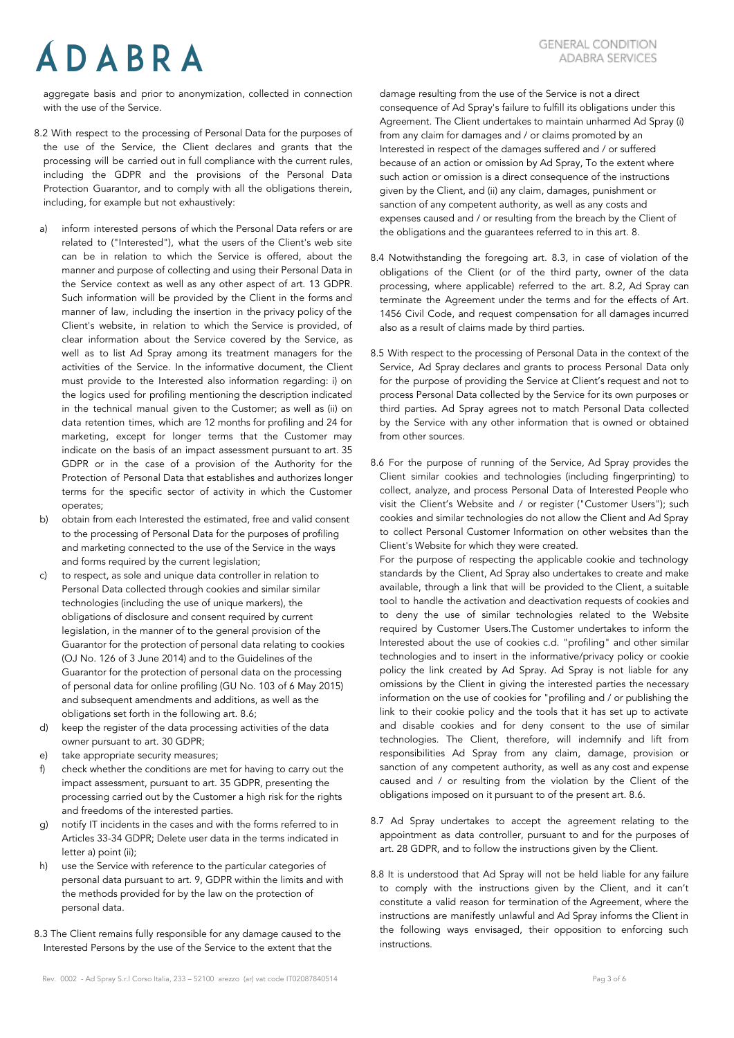aggregate basis and prior to anonymization, collected in connection with the use of the Service.

8.2 With respect to the processing of Personal Data for the purposes of the use of the Service, the Client declares and grants that the processing will be carried out in full compliance with the current rules, including the GDPR and the provisions of the Personal Data Protection Guarantor, and to comply with all the obligations therein, including, for example but not exhaustively:

a) inform interested persons of which the Personal Data refers or are related to ("Interested"), what the users of the Client's web site can be in relation to which the Service is offered, about the manner and purpose of collecting and using their Personal Data in the Service context as well as any other aspect of art. 13 GDPR. Such information will be provided by the Client in the forms and manner of law, including the insertion in the privacy policy of the Client's website, in relation to which the Service is provided, of clear information about the Service covered by the Service, as well as to list Ad Spray among its treatment managers for the activities of the Service. In the informative document, the Client must provide to the Interested also information regarding: i) on the logics used for profiling mentioning the description indicated in the technical manual given to the Customer; as well as (ii) on data retention times, which are 12 months for profiling and 24 for marketing, except for longer terms that the Customer may indicate on the basis of an impact assessment pursuant to art. 35 GDPR or in the case of a provision of the Authority for the Protection of Personal Data that establishes and authorizes longer terms for the specific sector of activity in which the Customer operates;
b) obtain from each Interested the estimated, free and valid consent to the processing of Personal Data for the purposes of profiling and marketing connected to the use of the Service in the ways and forms required by the current legislation;
c) to respect, as sole and unique data controller in relation to Personal Data collected through cookies and similar similar technologies (including the use of unique markers), the obligations of disclosure and consent required by current legislation, in the manner of to the general provision of the Guarantor for the protection of personal data relating to cookies (OJ No. 126 of 3 June 2014) and to the Guidelines of the Guarantor for the protection of personal data on the processing of personal data for online profiling (GU No. 103 of 6 May 2015) and subsequent amendments and additions, as well as the obligations set forth in the following art. 8.6;
d) keep the register of the data processing activities of the data owner pursuant to art. 30 GDPR;
e) take appropriate security measures;
f) check whether the conditions are met for having to carry out the impact assessment, pursuant to art. 35 GDPR, presenting the processing carried out by the Customer a high risk for the rights and freedoms of the interested parties.
g) notify IT incidents in the cases and with the forms referred to in Articles 33-34 GDPR; Delete user data in the terms indicated in letter a) point (ii);
h) use the Service with reference to the particular categories of personal data pursuant to art. 9, GDPR within the limits and with the methods provided for by the law on the protection of personal data.

8.3 The Client remains fully responsible for any damage caused to the Interested Persons by the use of the Service to the extent that the damage resulting from the use of the Service is not a direct consequence of Ad Spray's failure to fulfill its obligations under this Agreement. The Client undertakes to maintain unharmed Ad Spray (i) from any claim for damages and / or claims promoted by an Interested in respect of the damages suffered and / or suffered because of an action or omission by Ad Spray, To the extent where such action or omission is a direct consequence of the instructions given by the Client, and (ii) any claim, damages, punishment or sanction of any competent authority, as well as any costs and expenses caused and / or resulting from the breach by the Client of the obligations and the guarantees referred to in this art. 8.

8.4 Notwithstanding the foregoing art. 8.3, in case of violation of the obligations of the Client (or of the third party, owner of the data processing, where applicable) referred to the art. 8.2, Ad Spray can terminate the Agreement under the terms and for the effects of Art. 1456 Civil Code, and request compensation for all damages incurred also as a result of claims made by third parties.

8.5 With respect to the processing of Personal Data in the context of the Service, Ad Spray declares and grants to process Personal Data only for the purpose of providing the Service at Client's request and not to process Personal Data collected by the Service for its own purposes or third parties. Ad Spray agrees not to match Personal Data collected by the Service with any other information that is owned or obtained from other sources.

8.6 For the purpose of running of the Service, Ad Spray provides the Client similar cookies and technologies (including fingerprinting) to collect, analyze, and process Personal Data of Interested People who visit the Client's Website and / or register ("Customer Users"); such cookies and similar technologies do not allow the Client and Ad Spray to collect Personal Customer Information on other websites than the Client's Website for which they were created.
For the purpose of respecting the applicable cookie and technology standards by the Client, Ad Spray also undertakes to create and make available, through a link that will be provided to the Client, a suitable tool to handle the activation and deactivation requests of cookies and to deny the use of similar technologies related to the Website required by Customer Users.The Customer undertakes to inform the Interested about the use of cookies c.d. "profiling" and other similar technologies and to insert in the informative/privacy policy or cookie policy the link created by Ad Spray. Ad Spray is not liable for any omissions by the Client in giving the interested parties the necessary information on the use of cookies for "profiling and / or publishing the link to their cookie policy and the tools that it has set up to activate and disable cookies and for deny consent to the use of similar technologies. The Client, therefore, will indemnify and lift from responsibilities Ad Spray from any claim, damage, provision or sanction of any competent authority, as well as any cost and expense caused and / or resulting from the violation by the Client of the obligations imposed on it pursuant to of the present art. 8.6.

8.7 Ad Spray undertakes to accept the agreement relating to the appointment as data controller, pursuant to and for the purposes of art. 28 GDPR, and to follow the instructions given by the Client.

8.8 It is understood that Ad Spray will not be held liable for any failure to comply with the instructions given by the Client, and it can't constitute a valid reason for termination of the Agreement, where the instructions are manifestly unlawful and Ad Spray informs the Client in the following ways envisaged, their opposition to enforcing such instructions.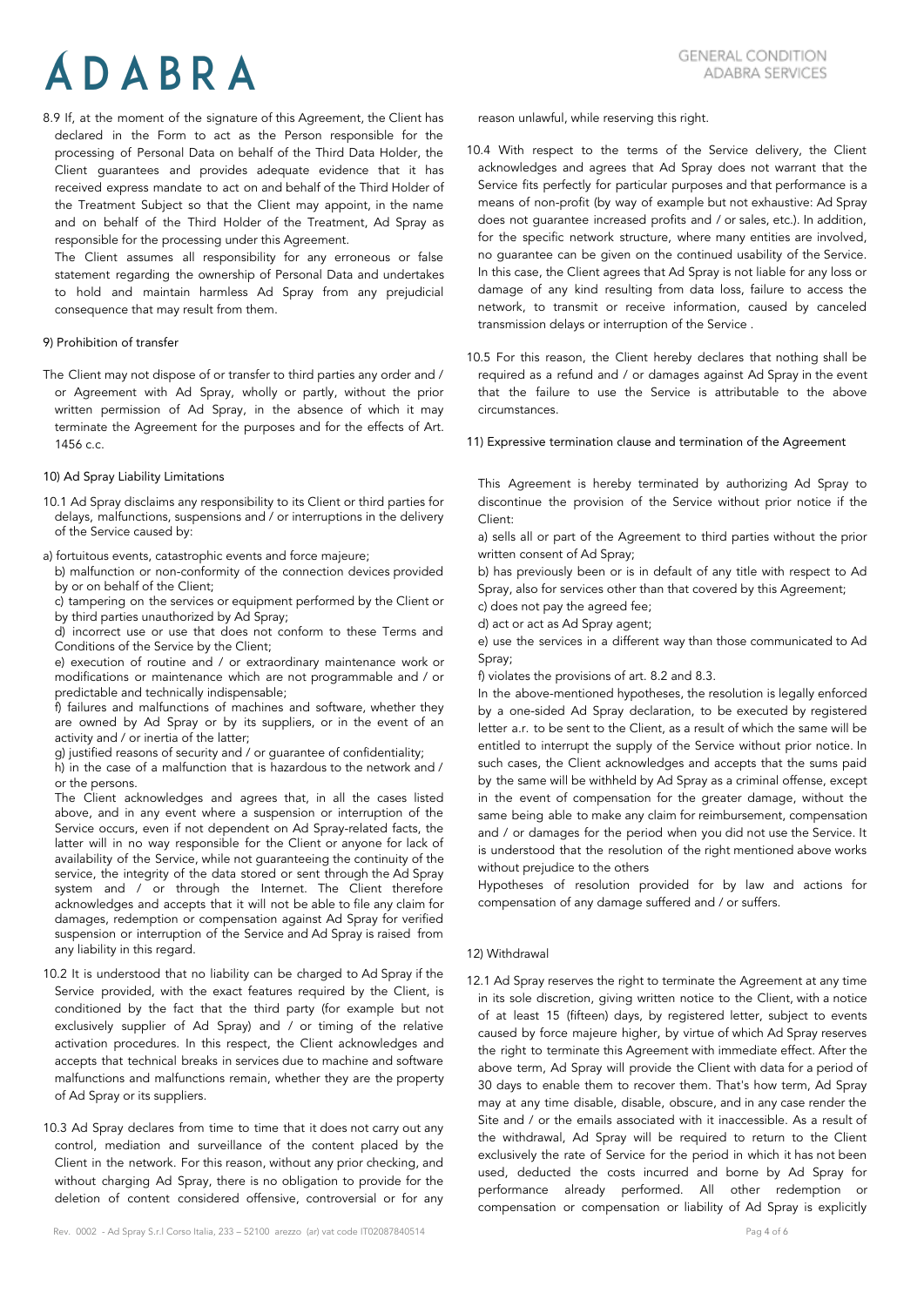8.9 If, at the moment of the signature of this Agreement, the Client has declared in the Form to act as the Person responsible for the processing of Personal Data on behalf of the Third Data Holder, the Client guarantees and provides adequate evidence that it has received express mandate to act on and behalf of the Third Holder of the Treatment Subject so that the Client may appoint, in the name and on behalf of the Third Holder of the Treatment, Ad Spray as responsible for the processing under this Agreement.

The Client assumes all responsibility for any erroneous or false statement regarding the ownership of Personal Data and undertakes to hold and maintain harmless Ad Spray from any prejudicial consequence that may result from them.

## 9) Prohibition of transfer

The Client may not dispose of or transfer to third parties any order and / or Agreement with Ad Spray, wholly or partly, without the prior written permission of Ad Spray, in the absence of which it may terminate the Agreement for the purposes and for the effects of Art. 1456 c.c.

## 10) Ad Spray Liability Limitations

10.1 Ad Spray disclaims any responsibility to its Client or third parties for delays, malfunctions, suspensions and / or interruptions in the delivery of the Service caused by:

a) fortuitous events, catastrophic events and force majeure;
b) malfunction or non-conformity of the connection devices provided by or on behalf of the Client;
c) tampering on the services or equipment performed by the Client or by third parties unauthorized by Ad Spray;
d) incorrect use or use that does not conform to these Terms and Conditions of the Service by the Client;
e) execution of routine and / or extraordinary maintenance work or modifications or maintenance which are not programmable and / or predictable and technically indispensable;
f) failures and malfunctions of machines and software, whether they are owned by Ad Spray or by its suppliers, or in the event of an activity and / or inertia of the latter;
g) justified reasons of security and / or guarantee of confidentiality;
h) in the case of a malfunction that is hazardous to the network and / or the persons.

The Client acknowledges and agrees that, in all the cases listed above, and in any event where a suspension or interruption of the Service occurs, even if not dependent on Ad Spray-related facts, the latter will in no way responsible for the Client or anyone for lack of availability of the Service, while not guaranteeing the continuity of the service, the integrity of the data stored or sent through the Ad Spray system and / or through the Internet. The Client therefore acknowledges and accepts that it will not be able to file any claim for damages, redemption or compensation against Ad Spray for verified suspension or interruption of the Service and Ad Spray is raised from any liability in this regard.

10.2 It is understood that no liability can be charged to Ad Spray if the Service provided, with the exact features required by the Client, is conditioned by the fact that the third party (for example but not exclusively supplier of Ad Spray) and / or timing of the relative activation procedures. In this respect, the Client acknowledges and accepts that technical breaks in services due to machine and software malfunctions and malfunctions remain, whether they are the property of Ad Spray or its suppliers.

10.3 Ad Spray declares from time to time that it does not carry out any control, mediation and surveillance of the content placed by the Client in the network. For this reason, without any prior checking, and without charging Ad Spray, there is no obligation to provide for the deletion of content considered offensive, controversial or for any reason unlawful, while reserving this right.

10.4 With respect to the terms of the Service delivery, the Client acknowledges and agrees that Ad Spray does not warrant that the Service fits perfectly for particular purposes and that performance is a means of non-profit (by way of example but not exhaustive: Ad Spray does not guarantee increased profits and / or sales, etc.). In addition, for the specific network structure, where many entities are involved, no guarantee can be given on the continued usability of the Service. In this case, the Client agrees that Ad Spray is not liable for any loss or damage of any kind resulting from data loss, failure to access the network, to transmit or receive information, caused by canceled transmission delays or interruption of the Service .

10.5 For this reason, the Client hereby declares that nothing shall be required as a refund and / or damages against Ad Spray in the event that the failure to use the Service is attributable to the above circumstances.

## 11) Expressive termination clause and termination of the Agreement

This Agreement is hereby terminated by authorizing Ad Spray to discontinue the provision of the Service without prior notice if the Client:

a) sells all or part of the Agreement to third parties without the prior written consent of Ad Spray;
b) has previously been or is in default of any title with respect to Ad Spray, also for services other than that covered by this Agreement;
c) does not pay the agreed fee;
d) act or act as Ad Spray agent;
e) use the services in a different way than those communicated to Ad Spray;
f) violates the provisions of art. 8.2 and 8.3.

In the above-mentioned hypotheses, the resolution is legally enforced by a one-sided Ad Spray declaration, to be executed by registered letter a.r. to be sent to the Client, as a result of which the same will be entitled to interrupt the supply of the Service without prior notice. In such cases, the Client acknowledges and accepts that the sums paid by the same will be withheld by Ad Spray as a criminal offense, except in the event of compensation for the greater damage, without the same being able to make any claim for reimbursement, compensation and / or damages for the period when you did not use the Service. It is understood that the resolution of the right mentioned above works without prejudice to the others

Hypotheses of resolution provided for by law and actions for compensation of any damage suffered and / or suffers.

## 12) Withdrawal

12.1 Ad Spray reserves the right to terminate the Agreement at any time in its sole discretion, giving written notice to the Client, with a notice of at least 15 (fifteen) days, by registered letter, subject to events caused by force majeure higher, by virtue of which Ad Spray reserves the right to terminate this Agreement with immediate effect. After the above term, Ad Spray will provide the Client with data for a period of 30 days to enable them to recover them. That's how term, Ad Spray may at any time disable, disable, obscure, and in any case render the Site and / or the emails associated with it inaccessible. As a result of the withdrawal, Ad Spray will be required to return to the Client exclusively the rate of Service for the period in which it has not been used, deducted the costs incurred and borne by Ad Spray for performance already performed. All other redemption or compensation or compensation or liability of Ad Spray is explicitly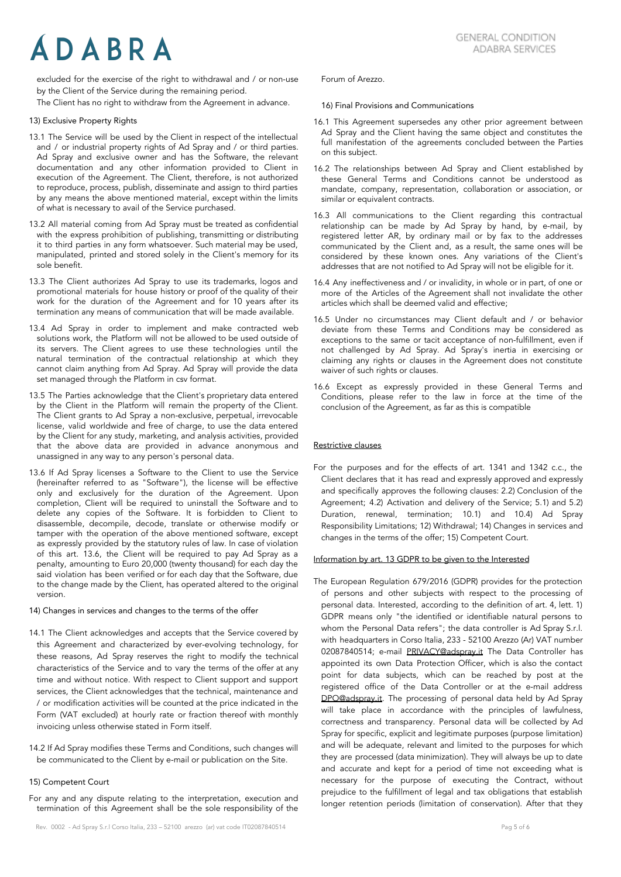excluded for the exercise of the right to withdrawal and / or non-use by the Client of the Service during the remaining period.
The Client has no right to withdraw from the Agreement in advance.

### 13) Exclusive Property Rights

13.1 The Service will be used by the Client in respect of the intellectual and / or industrial property rights of Ad Spray and / or third parties. Ad Spray and exclusive owner and has the Software, the relevant documentation and any other information provided to Client in execution of the Agreement. The Client, therefore, is not authorized to reproduce, process, publish, disseminate and assign to third parties by any means the above mentioned material, except within the limits of what is necessary to avail of the Service purchased.

13.2 All material coming from Ad Spray must be treated as confidential with the express prohibition of publishing, transmitting or distributing it to third parties in any form whatsoever. Such material may be used, manipulated, printed and stored solely in the Client's memory for its sole benefit.

13.3 The Client authorizes Ad Spray to use its trademarks, logos and promotional materials for house history or proof of the quality of their work for the duration of the Agreement and for 10 years after its termination any means of communication that will be made available.

13.4 Ad Spray in order to implement and make contracted web solutions work, the Platform will not be allowed to be used outside of its servers. The Client agrees to use these technologies until the natural termination of the contractual relationship at which they cannot claim anything from Ad Spray. Ad Spray will provide the data set managed through the Platform in csv format.

13.5 The Parties acknowledge that the Client's proprietary data entered by the Client in the Platform will remain the property of the Client. The Client grants to Ad Spray a non-exclusive, perpetual, irrevocable license, valid worldwide and free of charge, to use the data entered by the Client for any study, marketing, and analysis activities, provided that the above data are provided in advance anonymous and unassigned in any way to any person's personal data.

13.6 If Ad Spray licenses a Software to the Client to use the Service (hereinafter referred to as "Software"), the license will be effective only and exclusively for the duration of the Agreement. Upon completion, Client will be required to uninstall the Software and to delete any copies of the Software. It is forbidden to Client to disassemble, decompile, decode, translate or otherwise modify or tamper with the operation of the above mentioned software, except as expressly provided by the statutory rules of law. In case of violation of this art. 13.6, the Client will be required to pay Ad Spray as a penalty, amounting to Euro 20,000 (twenty thousand) for each day the said violation has been verified or for each day that the Software, due to the change made by the Client, has operated altered to the original version.

### 14) Changes in services and changes to the terms of the offer

14.1 The Client acknowledges and accepts that the Service covered by this Agreement and characterized by ever-evolving technology, for these reasons, Ad Spray reserves the right to modify the technical characteristics of the Service and to vary the terms of the offer at any time and without notice. With respect to Client support and support services, the Client acknowledges that the technical, maintenance and / or modification activities will be counted at the price indicated in the Form (VAT excluded) at hourly rate or fraction thereof with monthly invoicing unless otherwise stated in Form itself.

14.2 If Ad Spray modifies these Terms and Conditions, such changes will be communicated to the Client by e-mail or publication on the Site.

### 15) Competent Court

For any and any dispute relating to the interpretation, execution and termination of this Agreement shall be the sole responsibility of the Forum of Arezzo.

### 16) Final Provisions and Communications

16.1 This Agreement supersedes any other prior agreement between Ad Spray and the Client having the same object and constitutes the full manifestation of the agreements concluded between the Parties on this subject.

16.2 The relationships between Ad Spray and Client established by these General Terms and Conditions cannot be understood as mandate, company, representation, collaboration or association, or similar or equivalent contracts.

16.3 All communications to the Client regarding this contractual relationship can be made by Ad Spray by hand, by e-mail, by registered letter AR, by ordinary mail or by fax to the addresses communicated by the Client and, as a result, the same ones will be considered by these known ones. Any variations of the Client's addresses that are not notified to Ad Spray will not be eligible for it.

16.4 Any ineffectiveness and / or invalidity, in whole or in part, of one or more of the Articles of the Agreement shall not invalidate the other articles which shall be deemed valid and effective;

16.5 Under no circumstances may Client default and / or behavior deviate from these Terms and Conditions may be considered as exceptions to the same or tacit acceptance of non-fulfillment, even if not challenged by Ad Spray. Ad Spray's inertia in exercising or claiming any rights or clauses in the Agreement does not constitute waiver of such rights or clauses.

16.6 Except as expressly provided in these General Terms and Conditions, please refer to the law in force at the time of the conclusion of the Agreement, as far as this is compatible

### Restrictive clauses

For the purposes and for the effects of art. 1341 and 1342 c.c., the Client declares that it has read and expressly approved and expressly and specifically approves the following clauses: 2.2) Conclusion of the Agreement; 4.2) Activation and delivery of the Service; 5.1) and 5.2) Duration, renewal, termination; 10.1) and 10.4) Ad Spray Responsibility Limitations; 12) Withdrawal; 14) Changes in services and changes in the terms of the offer; 15) Competent Court.

### Information by art. 13 GDPR to be given to the Interested

The European Regulation 679/2016 (GDPR) provides for the protection of persons and other subjects with respect to the processing of personal data. Interested, according to the definition of art. 4, lett. 1) GDPR means only "the identified or identifiable natural persons to whom the Personal Data refers"; the data controller is Ad Spray S.r.l. with headquarters in Corso Italia, 233 - 52100 Arezzo (Ar) VAT number 02087840514; e-mail PRIVACY@adspray.it The Data Controller has appointed its own Data Protection Officer, which is also the contact point for data subjects, which can be reached by post at the registered office of the Data Controller or at the e-mail address DPO@adspray.it. The processing of personal data held by Ad Spray will take place in accordance with the principles of lawfulness, correctness and transparency. Personal data will be collected by Ad Spray for specific, explicit and legitimate purposes (purpose limitation) and will be adequate, relevant and limited to the purposes for which they are processed (data minimization). They will always be up to date and accurate and kept for a period of time not exceeding what is necessary for the purpose of executing the Contract, without prejudice to the fulfillment of legal and tax obligations that establish longer retention periods (limitation of conservation). After that they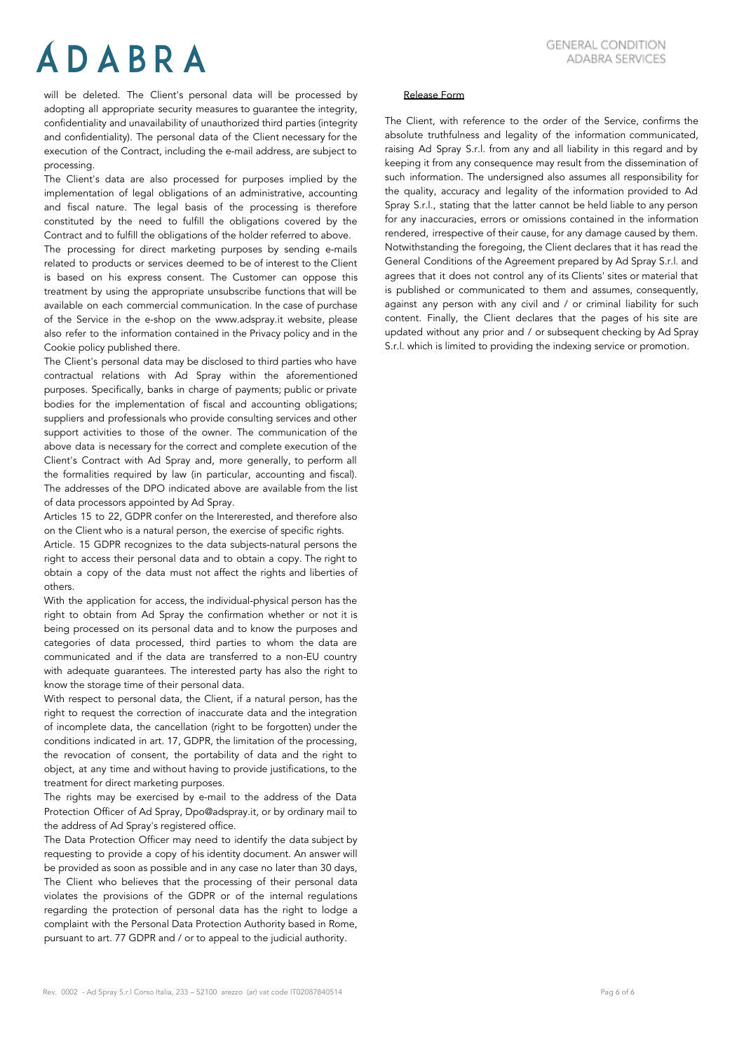will be deleted. The Client's personal data will be processed by adopting all appropriate security measures to guarantee the integrity, confidentiality and unavailability of unauthorized third parties (integrity and confidentiality). The personal data of the Client necessary for the execution of the Contract, including the e-mail address, are subject to processing.

The Client's data are also processed for purposes implied by the implementation of legal obligations of an administrative, accounting and fiscal nature. The legal basis of the processing is therefore constituted by the need to fulfill the obligations covered by the Contract and to fulfill the obligations of the holder referred to above.

The processing for direct marketing purposes by sending e-mails related to products or services deemed to be of interest to the Client is based on his express consent. The Customer can oppose this treatment by using the appropriate unsubscribe functions that will be available on each commercial communication. In the case of purchase of the Service in the e-shop on the www.adspray.it website, please also refer to the information contained in the Privacy policy and in the Cookie policy published there.

The Client's personal data may be disclosed to third parties who have contractual relations with Ad Spray within the aforementioned purposes. Specifically, banks in charge of payments; public or private bodies for the implementation of fiscal and accounting obligations; suppliers and professionals who provide consulting services and other support activities to those of the owner. The communication of the above data is necessary for the correct and complete execution of the Client's Contract with Ad Spray and, more generally, to perform all the formalities required by law (in particular, accounting and fiscal). The addresses of the DPO indicated above are available from the list of data processors appointed by Ad Spray.

Articles 15 to 22, GDPR confer on the Intererested, and therefore also on the Client who is a natural person, the exercise of specific rights.

Article. 15 GDPR recognizes to the data subjects-natural persons the right to access their personal data and to obtain a copy. The right to obtain a copy of the data must not affect the rights and liberties of others.

With the application for access, the individual-physical person has the right to obtain from Ad Spray the confirmation whether or not it is being processed on its personal data and to know the purposes and categories of data processed, third parties to whom the data are communicated and if the data are transferred to a non-EU country with adequate guarantees. The interested party has also the right to know the storage time of their personal data.

With respect to personal data, the Client, if a natural person, has the right to request the correction of inaccurate data and the integration of incomplete data, the cancellation (right to be forgotten) under the conditions indicated in art. 17, GDPR, the limitation of the processing, the revocation of consent, the portability of data and the right to object, at any time and without having to provide justifications, to the treatment for direct marketing purposes.

The rights may be exercised by e-mail to the address of the Data Protection Officer of Ad Spray, Dpo@adspray.it, or by ordinary mail to the address of Ad Spray's registered office.

The Data Protection Officer may need to identify the data subject by requesting to provide a copy of his identity document. An answer will be provided as soon as possible and in any case no later than 30 days, The Client who believes that the processing of their personal data violates the provisions of the GDPR or of the internal regulations regarding the protection of personal data has the right to lodge a complaint with the Personal Data Protection Authority based in Rome, pursuant to art. 77 GDPR and / or to appeal to the judicial authority.

Release Form

The Client, with reference to the order of the Service, confirms the absolute truthfulness and legality of the information communicated, raising Ad Spray S.r.l. from any and all liability in this regard and by keeping it from any consequence may result from the dissemination of such information. The undersigned also assumes all responsibility for the quality, accuracy and legality of the information provided to Ad Spray S.r.l., stating that the latter cannot be held liable to any person for any inaccuracies, errors or omissions contained in the information rendered, irrespective of their cause, for any damage caused by them. Notwithstanding the foregoing, the Client declares that it has read the General Conditions of the Agreement prepared by Ad Spray S.r.l. and agrees that it does not control any of its Clients' sites or material that is published or communicated to them and assumes, consequently, against any person with any civil and / or criminal liability for such content. Finally, the Client declares that the pages of his site are updated without any prior and / or subsequent checking by Ad Spray S.r.l. which is limited to providing the indexing service or promotion.